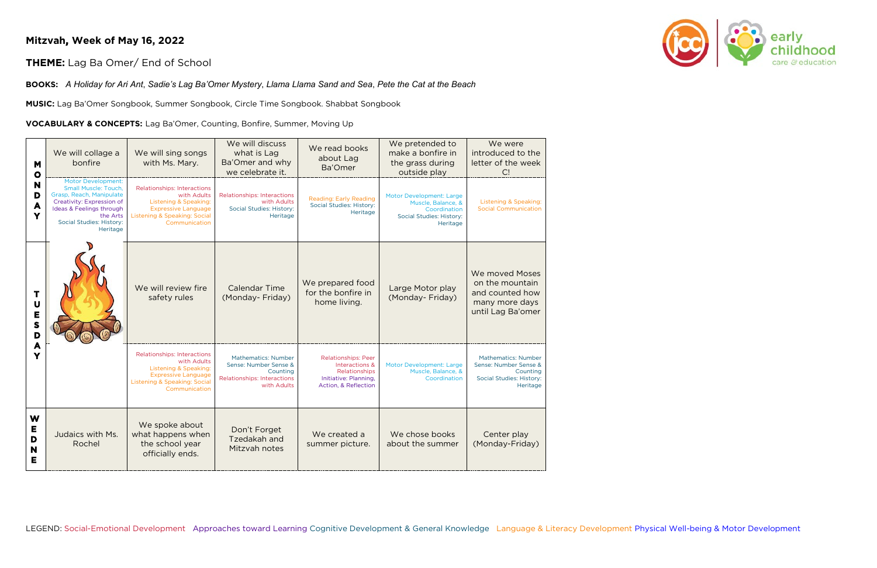**Mitzvah, Week of May 16, 2022**

**THEME:** Lag Ba Omer/ End of School

**BOOKS:** *A Holiday for Ari Ant*, *Sadie's Lag Ba'Omer Mystery*, *Llama Llama Sand and Sea*, *Pete the Cat at the Beach*

**MUSIC:** Lag Ba'Omer Songbook, Summer Songbook, Circle Time Songbook. Shabbat Songbook

**VOCABULARY & CONCEPTS:** Lag Ba'Omer, Counting, Bonfire, Summer, Moving Up

| | | | | | | |
|---|---|---|---|---|---|---|
| **MONDAY** | We will collage a bonfire | We will sing songs with Ms. Mary. | We will discuss what is Lag Ba'Omer and why we celebrate it. | We read books about Lag Ba'Omer | We pretended to make a bonfire in the grass during outside play | We were introduced to the letter of the week C! |
| | Motor Development: Small Muscle: Touch, Grasp, Reach, Manipulate Creativity: Expression of Ideas & Feelings through the Arts Social Studies: History: Heritage | Relationships: Interactions with Adults Listening & Speaking: Expressive Language Listening & Speaking: Social Communication | Relationships: Interactions with Adults Social Studies: History: Heritage | Reading: Early Reading Social Studies: History: Heritage | Motor Development: Large Muscle, Balance, & Coordination Social Studies: History: Heritage | Listening & Speaking: Social Communication |
| **TUESDAY** | | We will review fire safety rules | Calendar Time (Monday- Friday) | We prepared food for the bonfire in home living. | Large Motor play (Monday- Friday) | We moved Moses on the mountain and counted how many more days until Lag Ba'omer |
| | | Relationships: Interactions with Adults Listening & Speaking: Expressive Language Listening & Speaking: Social Communication | Mathematics: Number Sense: Number Sense & Counting Relationships: Interactions with Adults | Relationships: Peer Interactions & Relationships Initiative: Planning, Action, & Reflection | Motor Development: Large Muscle, Balance, & Coordination | Mathematics: Number Sense: Number Sense & Counting Social Studies: History: Heritage |
| **WEDNE** | Judaics with Ms. Rochel | We spoke about what happens when the school year officially ends. | Don't Forget Tzedakah and Mitzvah notes | We created a summer picture. | We chose books about the summer | Center play (Monday-Friday) |

LEGEND: Social-Emotional Development Approaches toward Learning Cognitive Development & General Knowledge Language & Literacy Development Physical Well-being & Motor Development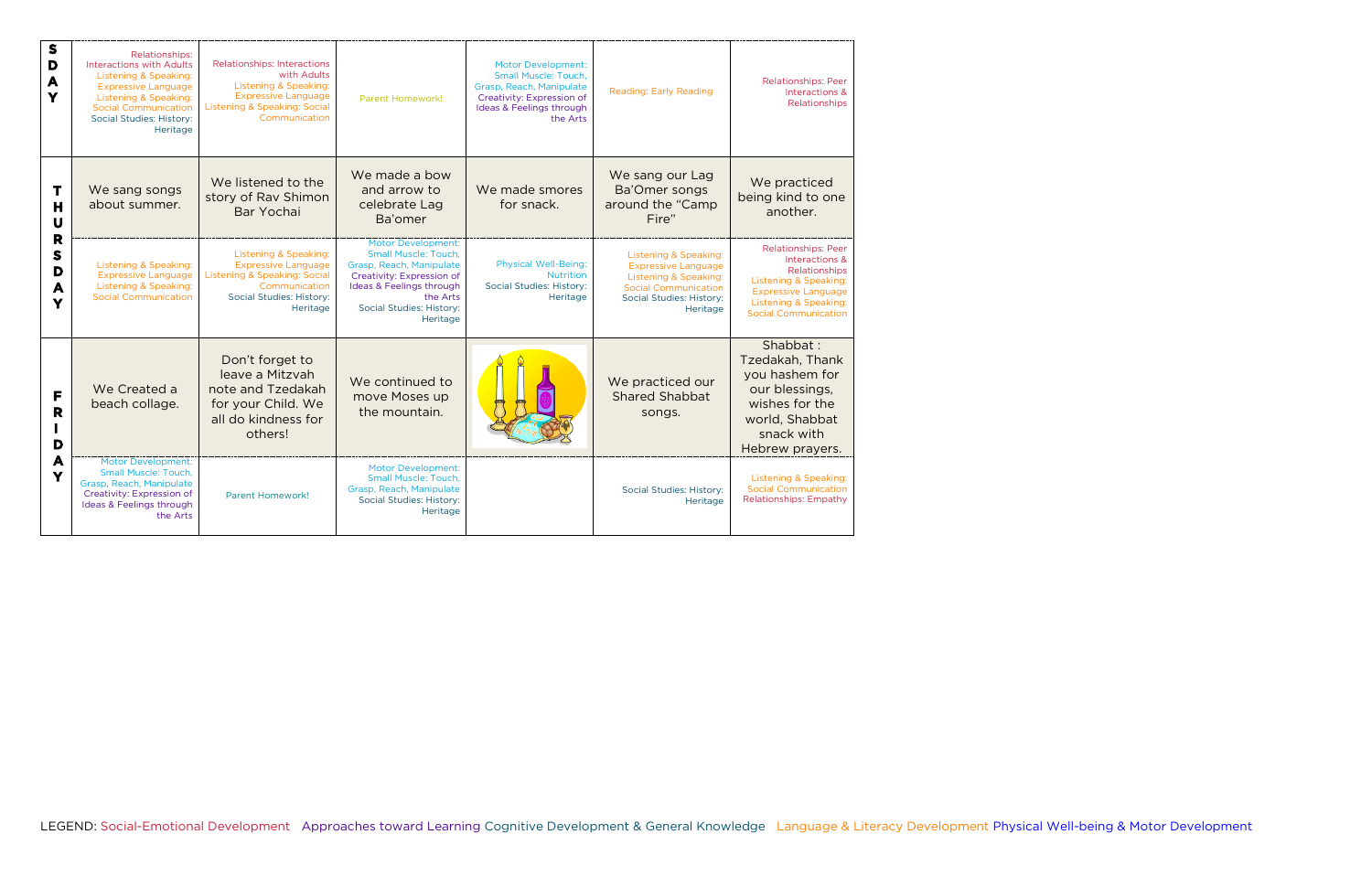| | | | | | | |
|---|---|---|---|---|---|---|
| **SDAY** | Relationships: Interactions with Adults Listening & Speaking: Expressive Language Listening & Speaking: Social Communication Social Studies: History: Heritage | Relationships: Interactions with Adults Listening & Speaking: Expressive Language Listening & Speaking: Social Communication | Parent Homework! | Motor Development: Small Muscle: Touch, Grasp, Reach, Manipulate Creativity: Expression of Ideas & Feelings through the Arts | Reading: Early Reading | Relationships: Peer Interactions & Relationships |
| **THURSDAY** | We sang songs about summer. | We listened to the story of Rav Shimon Bar Yochai | We made a bow and arrow to celebrate Lag Ba'omer | We made smores for snack. | We sang our Lag Ba'Omer songs around the "Camp Fire" | We practiced being kind to one another. |
| | Listening & Speaking: Expressive Language Listening & Speaking: Social Communication | Listening & Speaking: Expressive Language Listening & Speaking: Social Communication Social Studies: History: Heritage | Motor Development: Small Muscle: Touch, Grasp, Reach, Manipulate Creativity: Expression of Ideas & Feelings through the Arts Social Studies: History: Heritage | Physical Well-Being: Nutrition Social Studies: History: Heritage | Listening & Speaking: Expressive Language Listening & Speaking: Social Communication Social Studies: History: Heritage | Relationships: Peer Interactions & Relationships Listening & Speaking: Expressive Language Listening & Speaking: Social Communication |
| **FRIDAY** | We Created a beach collage. | Don't forget to leave a Mitzvah note and Tzedakah for your Child. We all do kindness for others! | We continued to move Moses up the mountain. | | We practiced our Shared Shabbat songs. | Shabbat : Tzedakah, Thank you hashem for our blessings, wishes for the world, Shabbat snack with Hebrew prayers. |
| | Motor Development: Small Muscle: Touch, Grasp, Reach, Manipulate Creativity: Expression of Ideas & Feelings through the Arts | Parent Homework! | Motor Development: Small Muscle: Touch, Grasp, Reach, Manipulate Social Studies: History: Heritage | | Social Studies: History: Heritage | Listening & Speaking: Social Communication Relationships: Empathy |

LEGEND: Social-Emotional Development Approaches toward Learning Cognitive Development & General Knowledge Language & Literacy Development Physical Well-being & Motor Development